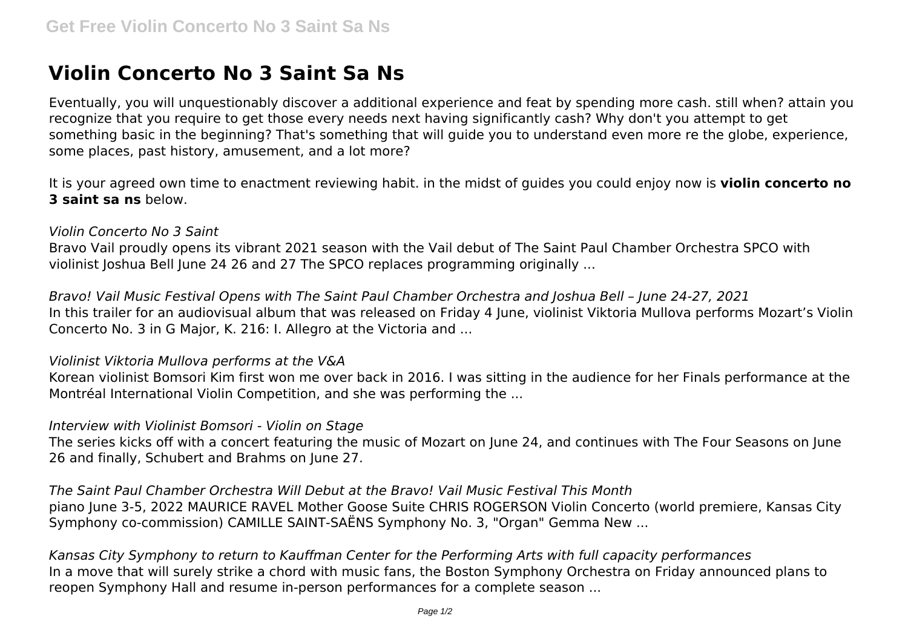# Violin Concerto No 3 Saint Sa Ns

Eventually, you will unquestionably discover a additional experience and feat by spending more cash. still when? attain you recognize that you require to get those every needs next having significantly cash? Why don't you attempt to get something basic in the beginning? That's something that will guide you to understand even more re the globe, experience, some places, past history, amusement, and a lot more?

It is your agreed own time to enactment reviewing habit. in the midst of guides you could enjoy now is **violin concerto no 3 saint sa ns** below.

*Violin Concerto No 3 Saint*

Bravo Vail proudly opens its vibrant 2021 season with the Vail debut of The Saint Paul Chamber Orchestra SPCO with violinist Joshua Bell June 24 26 and 27 The SPCO replaces programming originally ...

*Bravo! Vail Music Festival Opens with The Saint Paul Chamber Orchestra and Joshua Bell – June 24-27, 2021*

In this trailer for an audiovisual album that was released on Friday 4 June, violinist Viktoria Mullova performs Mozart's Violin Concerto No. 3 in G Major, K. 216: I. Allegro at the Victoria and ...

*Violinist Viktoria Mullova performs at the V&A*

Korean violinist Bomsori Kim first won me over back in 2016. I was sitting in the audience for her Finals performance at the Montréal International Violin Competition, and she was performing the ...

*Interview with Violinist Bomsori - Violin on Stage*

The series kicks off with a concert featuring the music of Mozart on June 24, and continues with The Four Seasons on June 26 and finally, Schubert and Brahms on June 27.

*The Saint Paul Chamber Orchestra Will Debut at the Bravo! Vail Music Festival This Month*

piano June 3-5, 2022 MAURICE RAVEL Mother Goose Suite CHRIS ROGERSON Violin Concerto (world premiere, Kansas City Symphony co-commission) CAMILLE SAINT-SAËNS Symphony No. 3, "Organ" Gemma New ...

*Kansas City Symphony to return to Kauffman Center for the Performing Arts with full capacity performances*

In a move that will surely strike a chord with music fans, the Boston Symphony Orchestra on Friday announced plans to reopen Symphony Hall and resume in-person performances for a complete season ...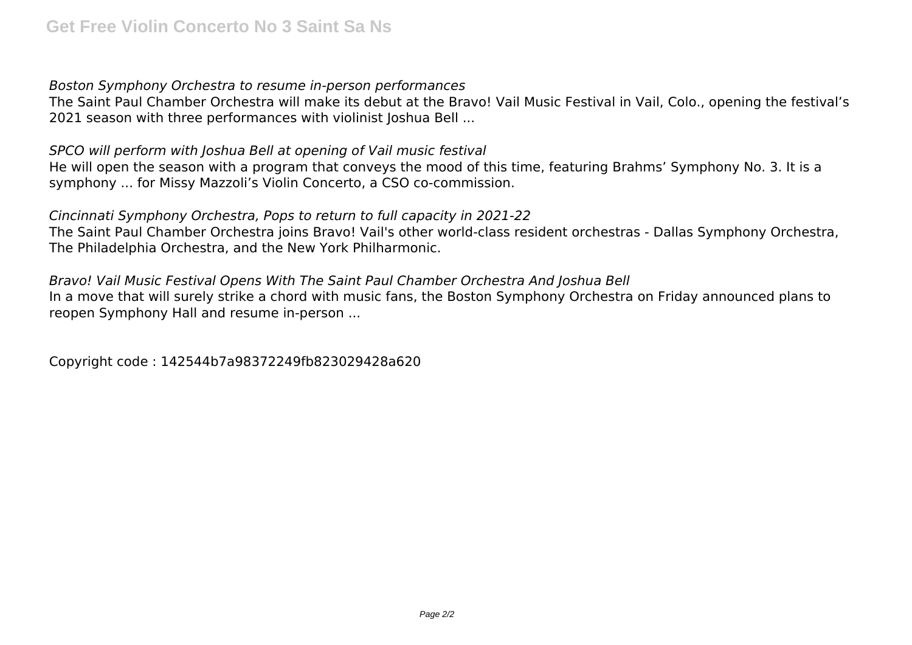*Boston Symphony Orchestra to resume in-person performances*

The Saint Paul Chamber Orchestra will make its debut at the Bravo! Vail Music Festival in Vail, Colo., opening the festival's 2021 season with three performances with violinist Joshua Bell ...

*SPCO will perform with Joshua Bell at opening of Vail music festival*

He will open the season with a program that conveys the mood of this time, featuring Brahms' Symphony No. 3. It is a symphony ... for Missy Mazzoli's Violin Concerto, a CSO co-commission.

*Cincinnati Symphony Orchestra, Pops to return to full capacity in 2021-22*

The Saint Paul Chamber Orchestra joins Bravo! Vail's other world-class resident orchestras - Dallas Symphony Orchestra, The Philadelphia Orchestra, and the New York Philharmonic.

*Bravo! Vail Music Festival Opens With The Saint Paul Chamber Orchestra And Joshua Bell*

In a move that will surely strike a chord with music fans, the Boston Symphony Orchestra on Friday announced plans to reopen Symphony Hall and resume in-person ...

Copyright code : 142544b7a98372249fb823029428a620